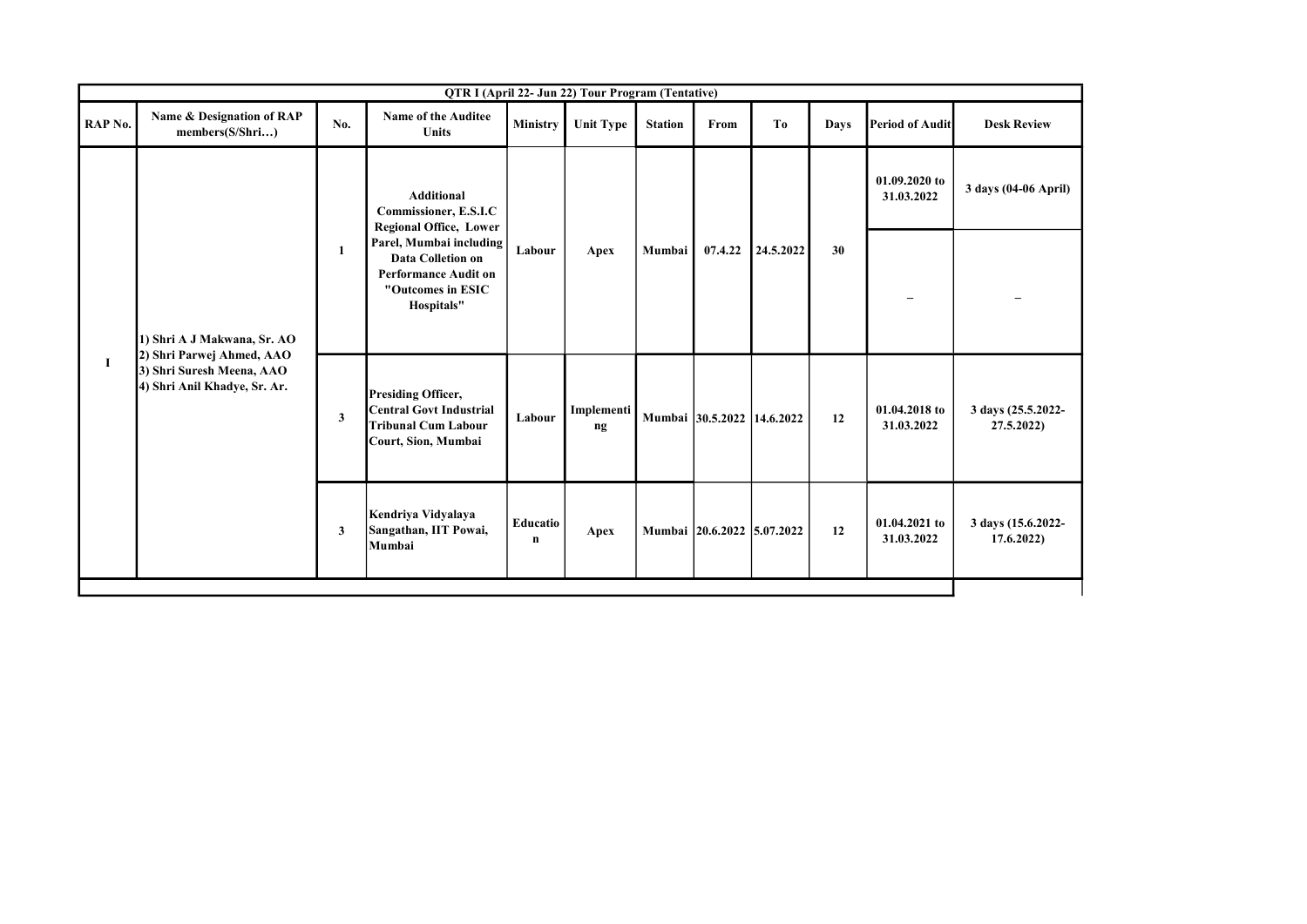| QTR I (April 22- Jun 22) Tour Program (Tentative) | | | | | | | | | | | |
|---|---|---|---|---|---|---|---|---|---|---|---|
| RAP No. | Name & Designation of RAP members(S/Shri…) | No. | Name of the Auditee Units | Ministry | Unit Type | Station | From | To | Days | Period of Audit | Desk Review |
| I | 1) Shri A J Makwana, Sr. AO<br>2) Shri Parwej Ahmed, AAO<br>3) Shri Suresh Meena, AAO<br>4) Shri Anil Khadye, Sr. Ar. | 1 | Additional Commissioner, E.S.I.C Regional Office, Lower Parel, Mumbai including Data Colletion on Performance Audit on "Outcomes in ESIC Hospitals" | Labour | Apex | Mumbai | 07.4.22 | 24.5.2022 | 30 | 01.09.2020 to 31.03.2022 | 3 days (04-06 April) |
| | | | | | | | | | | – | – |
| | | 3 | Presiding Officer, Central Govt Industrial Tribunal Cum Labour Court, Sion, Mumbai | Labour | Implementing | Mumbai | 30.5.2022 | 14.6.2022 | 12 | 01.04.2018 to 31.03.2022 | 3 days (25.5.2022-27.5.2022) |
| | | 3 | Kendriya Vidyalaya Sangathan, IIT Powai, Mumbai | Education | Apex | Mumbai | 20.6.2022 | 5.07.2022 | 12 | 01.04.2021 to 31.03.2022 | 3 days (15.6.2022-17.6.2022) |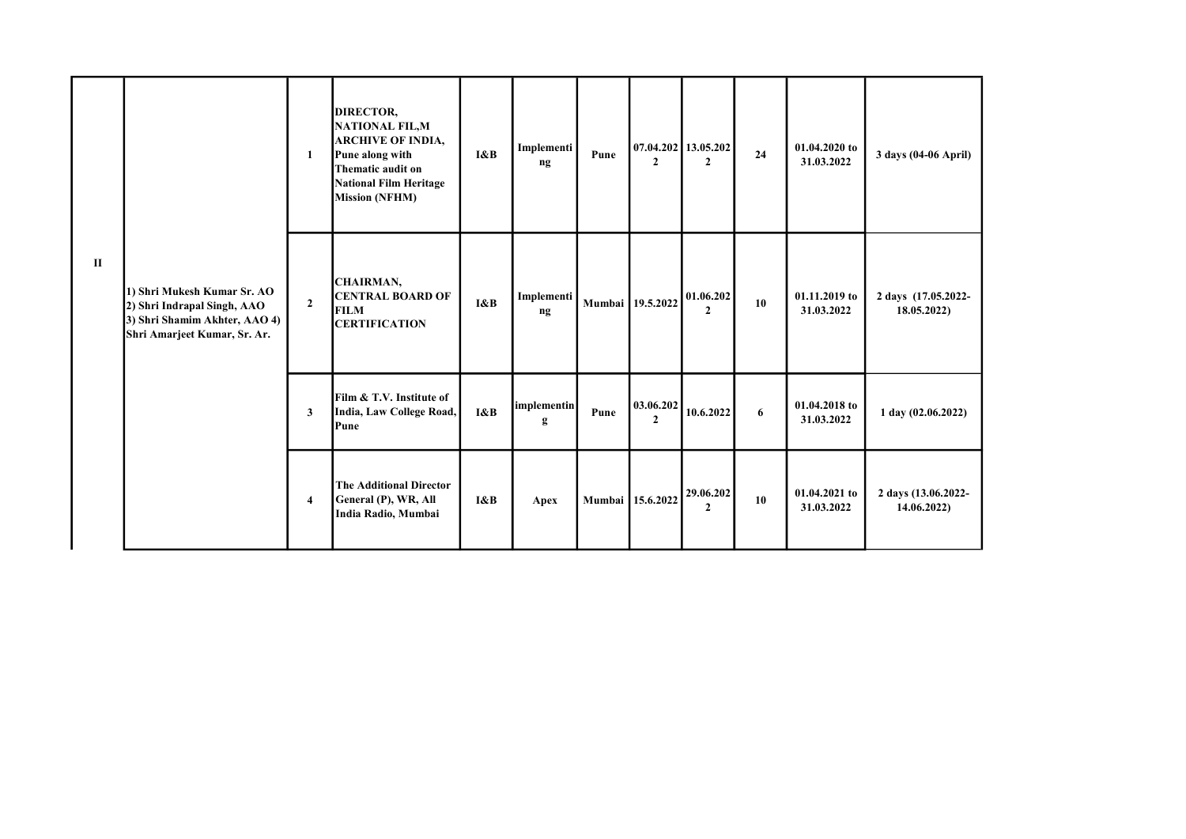| | | | | | | | | | | | |
|---|---|---|---|---|---|---|---|---|---|---|---|
| II | 1) Shri Mukesh Kumar Sr. AO 2) Shri Indrapal Singh, AAO 3) Shri Shamim Akhter, AAO 4) Shri Amarjeet Kumar, Sr. Ar. | 1 | DIRECTOR, NATIONAL FIL,M ARCHIVE OF INDIA, Pune along with Thematic audit on National Film Heritage Mission (NFHM) | I&B | Implementing | Pune | 07.04.2022 | 13.05.2022 | 24 | 01.04.2020 to 31.03.2022 | 3 days (04-06 April) |
| | | 2 | CHAIRMAN, CENTRAL BOARD OF FILM CERTIFICATION | I&B | Implementing | Mumbai | 19.5.2022 | 01.06.2022 | 10 | 01.11.2019 to 31.03.2022 | 2 days (17.05.2022-18.05.2022) |
| | | 3 | Film & T.V. Institute of India, Law College Road, Pune | I&B | implementing | Pune | 03.06.2022 | 10.6.2022 | 6 | 01.04.2018 to 31.03.2022 | 1 day (02.06.2022) |
| | | 4 | The Additional Director General (P), WR, All India Radio, Mumbai | I&B | Apex | Mumbai | 15.6.2022 | 29.06.2022 | 10 | 01.04.2021 to 31.03.2022 | 2 days (13.06.2022-14.06.2022) |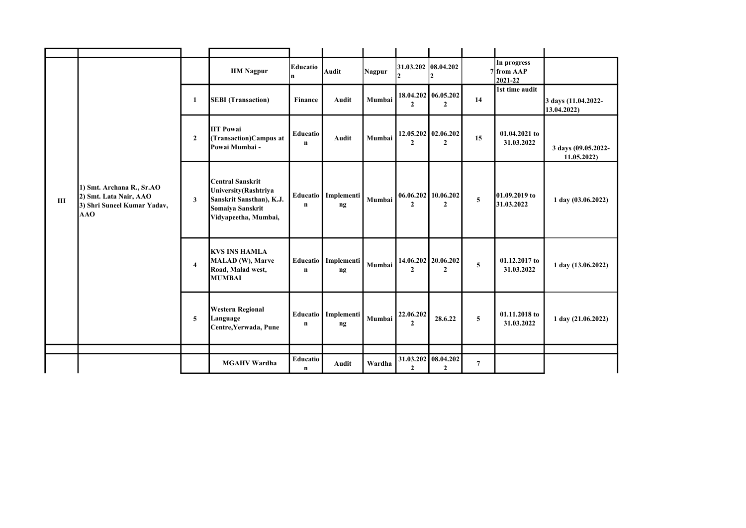| | | | | | | | | | | | |
|---|---|---|---|---|---|---|---|---|---|---|---|
| III | 1) Smt. Archana R., Sr.AO<br>2) Smt. Lata Nair, AAO<br>3) Shri Suneel Kumar Yadav, AAO | | IIM Nagpur | Education | Audit | Nagpur | 31.03.2022 | 08.04.2022 | 7 | In progress from AAP 2021-22 | |
| | | 1 | SEBI (Transaction) | Finance | Audit | Mumbai | 18.04.2022 | 06.05.2022 | 14 | 1st time audit | 3 days (11.04.2022-13.04.2022) |
| | | 2 | IIT Powai (Transaction)Campus at Powai Mumbai - | Education | Audit | Mumbai | 12.05.2022 | 02.06.2022 | 15 | 01.04.2021 to 31.03.2022 | 3 days (09.05.2022-11.05.2022) |
| | | 3 | Central Sanskrit University(Rashtriya Sanskrit Sansthan), K.J. Somaiya Sanskrit Vidyapeetha, Mumbai, | Education | Implementing | Mumbai | 06.06.2022 | 10.06.2022 | 5 | 01.09.2019 to 31.03.2022 | 1 day (03.06.2022) |
| | | 4 | KVS INS HAMLA MALAD (W), Marve Road, Malad west, MUMBAI | Education | Implementing | Mumbai | 14.06.2022 | 20.06.2022 | 5 | 01.12.2017 to 31.03.2022 | 1 day (13.06.2022) |
| | | 5 | Western Regional Language Centre,Yerwada, Pune | Education | Implementing | Mumbai | 22.06.2022 | 28.6.22 | 5 | 01.11.2018 to 31.03.2022 | 1 day (21.06.2022) |
| | | | | | | | | | | | |
| | | | MGAHV Wardha | Education | Audit | Wardha | 31.03.2022 | 08.04.2022 | 7 | | |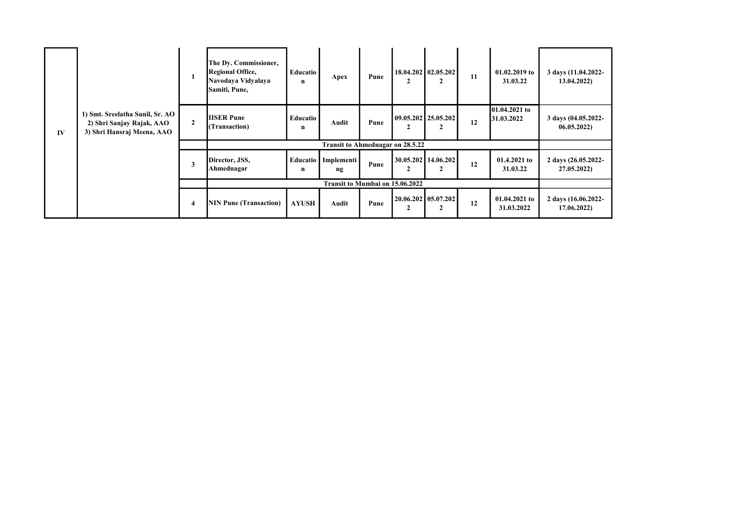| | | | | | | | | | | | |
|---|---|---|---|---|---|---|---|---|---|---|---|
| IV | 1) Smt. Sreelatha Sunil, Sr. AO 2) Shri Sanjay Rajak, AAO 3) Shri Hansraj Meena, AAO | 1 | **The Dy. Commissioner, Regional Office, Navodaya Vidyalaya Samiti, Pune,** | **Education** | **Apex** | **Pune** | **18.04.2022** | **02.05.2022** | **11** | **01.02.2019 to 31.03.22** | **3 days (11.04.2022-13.04.2022)** |
| | | 2 | **IISER Pune (Transaction)** | **Education** | **Audit** | **Pune** | **09.05.2022** | **25.05.2022** | **12** | **01.04.2021 to 31.03.2022** | **3 days (04.05.2022-06.05.2022)** |
| | | | **Transit to Ahmednagar on 28.5.22** | | | | | | | | |
| | | 3 | **Director, JSS, Ahmednagar** | **Education** | **Implementing** | **Pune** | **30.05.2022** | **14.06.2022** | **12** | **01.4.2021 to 31.03.22** | **2 days (26.05.2022-27.05.2022)** |
| | | | **Transit to Mumbai on 15.06.2022** | | | | | | | | |
| | | 4 | **NIN Pune (Transaction)** | **AYUSH** | **Audit** | **Pune** | **20.06.2022** | **05.07.2022** | **12** | **01.04.2021 to 31.03.2022** | **2 days (16.06.2022-17.06.2022)** |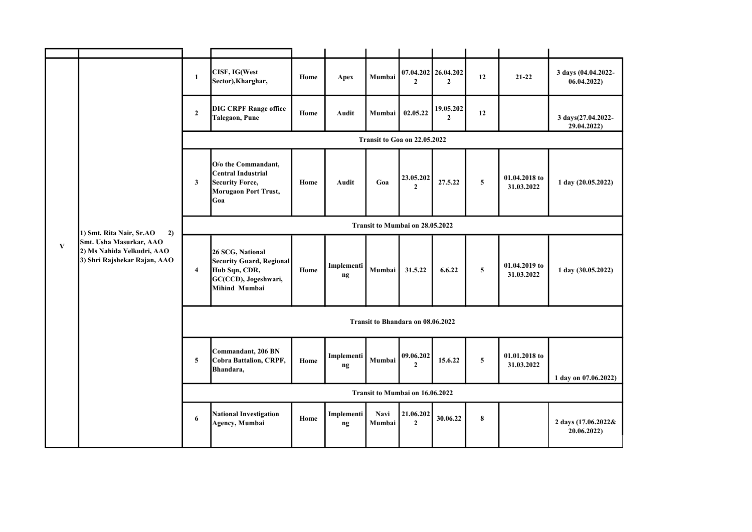|  |  |  |  |  |  |  |  |  |  |  |  |
|---|---|---|---|---|---|---|---|---|---|---|---|
| V | 1) Smt. Rita Nair, Sr.AO 2) Smt. Usha Masurkar, AAO 2) Ms Nahida Yelkudri, AAO 3) Shri Rajshekar Rajan, AAO | 1 | CISF, IG(West Sector),Kharghar, | Home | Apex | Mumbai | 07.04.2022 | 26.04.2022 | 12 | 21-22 | 3 days (04.04.2022-06.04.2022) |
|  |  | 2 | DIG CRPF Range office Talegaon, Pune | Home | Audit | Mumbai | 02.05.22 | 19.05.2022 | 12 |  | 3 days(27.04.2022-29.04.2022) |
|  |  | Transit to Goa on 22.05.2022 |  |  |  |  |  |  |  |  |  |
|  |  | 3 | O/o the Commandant, Central Industrial Security Force, Morugaon Port Trust, Goa | Home | Audit | Goa | 23.05.2022 | 27.5.22 | 5 | 01.04.2018 to 31.03.2022 | 1 day (20.05.2022) |
|  |  | Transit to Mumbai on 28.05.2022 |  |  |  |  |  |  |  |  |  |
|  |  | 4 | 26 SCG, National Security Guard, Regional Hub Sqn, CDR, GC(CCD), Jogeshwari, Mihind Mumbai | Home | Implementing | Mumbai | 31.5.22 | 6.6.22 | 5 | 01.04.2019 to 31.03.2022 | 1 day (30.05.2022) |
|  |  | Transit to Bhandara on 08.06.2022 |  |  |  |  |  |  |  |  |  |
|  |  | 5 | Commandant, 206 BN Cobra Battalion, CRPF, Bhandara, | Home | Implementing | Mumbai | 09.06.2022 | 15.6.22 | 5 | 01.01.2018 to 31.03.2022 | 1 day on 07.06.2022) |
|  |  | Transit to Mumbai on 16.06.2022 |  |  |  |  |  |  |  |  |  |
|  |  | 6 | National Investigation Agency, Mumbai | Home | Implementing | Navi Mumbai | 21.06.2022 | 30.06.22 | 8 |  | 2 days (17.06.2022& 20.06.2022) |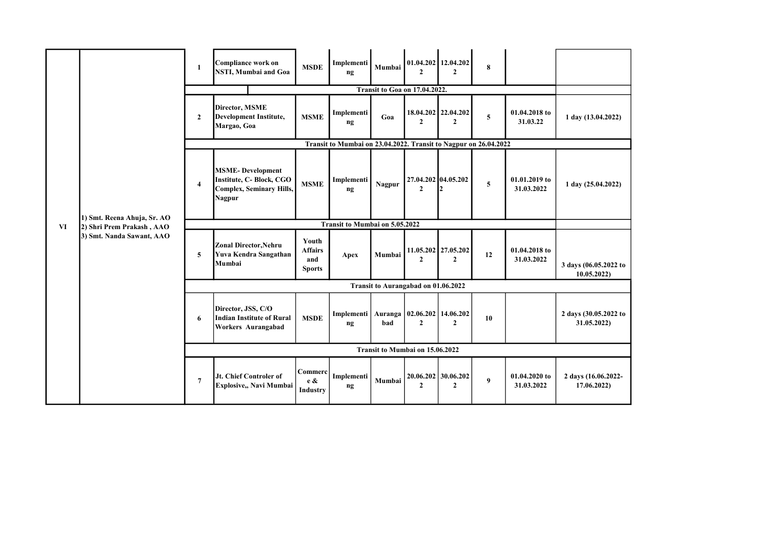| VI | 1) Smt. Reena Ahuja, Sr. AO<br>2) Shri Prem Prakash , AAO<br>3) Smt. Nanda Sawant, AAO | 1 | Compliance work on NSTI, Mumbai and Goa | MSDE | Implementing | Mumbai | 01.04.2022 | 12.04.2022 | 8 | | |
|---|---|---|---|---|---|---|---|---|---|---|---|
| | | Transit to Goa on 17.04.2022. | | | | | | | | | |
| | | 2 | Director, MSME Development Institute, Margao, Goa | MSME | Implementing | Goa | 18.04.2022 | 22.04.2022 | 5 | 01.04.2018 to 31.03.22 | 1 day (13.04.2022) |
| | | Transit to Mumbai on 23.04.2022. Transit to Nagpur on 26.04.2022 | | | | | | | | | |
| | | 4 | MSME- Development Institute, C- Block, CGO Complex, Seminary Hills, Nagpur | MSME | Implementing | Nagpur | 27.04.2022 | 04.05.2022 | 5 | 01.01.2019 to 31.03.2022 | 1 day (25.04.2022) |
| | | Transit to Mumbai on 5.05.2022 | | | | | | | | | |
| | | 5 | Zonal Director,Nehru Yuva Kendra Sangathan Mumbai | Youth Affairs and Sports | Apex | Mumbai | 11.05.2022 | 27.05.2022 | 12 | 01.04.2018 to 31.03.2022 | 3 days (06.05.2022 to 10.05.2022) |
| | | Transit to Aurangabad on 01.06.2022 | | | | | | | | | |
| | | 6 | Director, JSS, C/O Indian Institute of Rural Workers Aurangabad | MSDE | Implementing | Aurangabad | 02.06.2022 | 14.06.2022 | 10 | | 2 days (30.05.2022 to 31.05.2022) |
| | | Transit to Mumbai on 15.06.2022 | | | | | | | | | |
| | | 7 | Jt. Chief Controler of Explosive,, Navi Mumbai | Commerce & Industry | Implementing | Mumbai | 20.06.2022 | 30.06.2022 | 9 | 01.04.2020 to 31.03.2022 | 2 days (16.06.2022-17.06.2022) |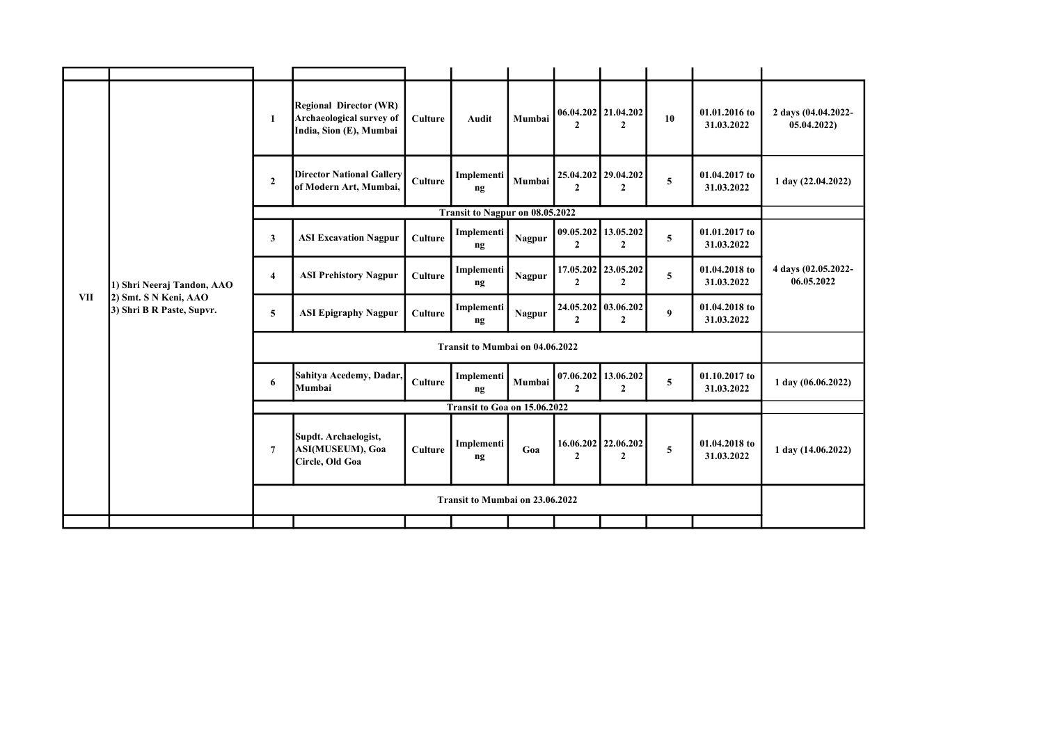|  |  |  |  |  |  |  |  |  |  |  |  |
|---|---|---|---|---|---|---|---|---|---|---|---|
| VII | 1) Shri Neeraj Tandon, AAO<br>2) Smt. S N Keni, AAO<br>3) Shri B R Paste, Supvr. | 1 | Regional Director (WR) Archaeological survey of India, Sion (E), Mumbai | Culture | Audit | Mumbai | 06.04.2022 | 21.04.2022 | 10 | 01.01.2016 to 31.03.2022 | 2 days (04.04.2022-05.04.2022) |
|  |  | 2 | Director National Gallery of Modern Art, Mumbai, | Culture | Implementing | Mumbai | 25.04.2022 | 29.04.2022 | 5 | 01.04.2017 to 31.03.2022 | 1 day (22.04.2022) |
|  |  | Transit to Nagpur on 08.05.2022 |  |  |  |  |  |  |  |  |  |
|  |  | 3 | ASI Excavation Nagpur | Culture | Implementing | Nagpur | 09.05.2022 | 13.05.2022 | 5 | 01.01.2017 to 31.03.2022 | 4 days (02.05.2022-06.05.2022 |
|  |  | 4 | ASI Prehistory Nagpur | Culture | Implementing | Nagpur | 17.05.2022 | 23.05.2022 | 5 | 01.04.2018 to 31.03.2022 |  |
|  |  | 5 | ASI Epigraphy Nagpur | Culture | Implementing | Nagpur | 24.05.2022 | 03.06.2022 | 9 | 01.04.2018 to 31.03.2022 |  |
|  |  | Transit to Mumbai on 04.06.2022 |  |  |  |  |  |  |  |  |  |
|  |  | 6 | Sahitya Acedemy, Dadar, Mumbai | Culture | Implementing | Mumbai | 07.06.2022 | 13.06.2022 | 5 | 01.10.2017 to 31.03.2022 | 1 day (06.06.2022) |
|  |  | Transit to Goa on 15.06.2022 |  |  |  |  |  |  |  |  |  |
|  |  | 7 | Supdt. Archaelogist, ASI(MUSEUM), Goa Circle, Old Goa | Culture | Implementing | Goa | 16.06.2022 | 22.06.2022 | 5 | 01.04.2018 to 31.03.2022 | 1 day (14.06.2022) |
|  |  | Transit to Mumbai on 23.06.2022 |  |  |  |  |  |  |  |  |  |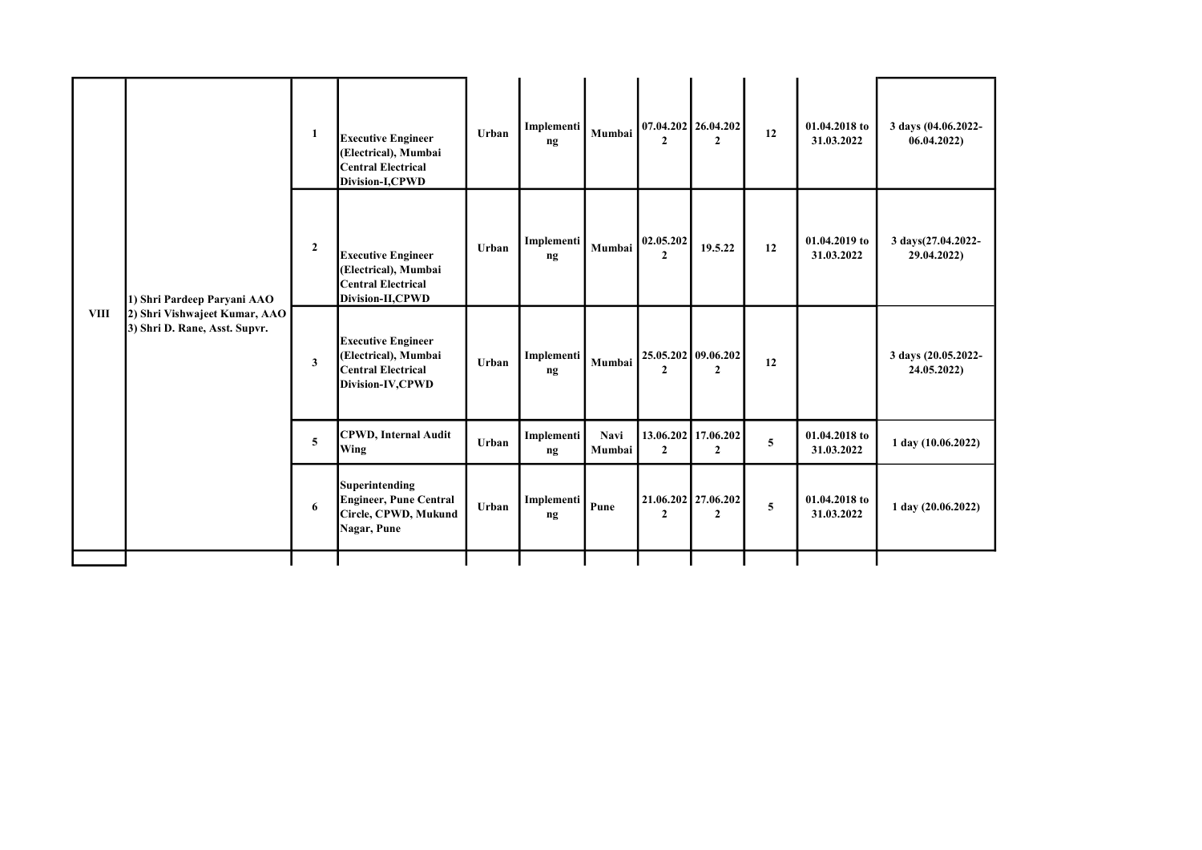| | | | | | | | | | | | |
|---|---|---|---|---|---|---|---|---|---|---|---|
| VIII | 1) Shri Pardeep Paryani AAO 2) Shri Vishwajeet Kumar, AAO 3) Shri D. Rane, Asst. Supvr. | 1 | Executive Engineer (Electrical), Mumbai Central Electrical Division-I,CPWD | Urban | Implementing | Mumbai | 07.04.2022 | 26.04.2022 | 12 | 01.04.2018 to 31.03.2022 | 3 days (04.06.2022-06.04.2022) |
| | | 2 | Executive Engineer (Electrical), Mumbai Central Electrical Division-II,CPWD | Urban | Implementing | Mumbai | 02.05.2022 | 19.5.22 | 12 | 01.04.2019 to 31.03.2022 | 3 days(27.04.2022-29.04.2022) |
| | | 3 | Executive Engineer (Electrical), Mumbai Central Electrical Division-IV,CPWD | Urban | Implementing | Mumbai | 25.05.2022 | 09.06.2022 | 12 | | 3 days (20.05.2022-24.05.2022) |
| | | 5 | CPWD, Internal Audit Wing | Urban | Implementing | Navi Mumbai | 13.06.2022 | 17.06.2022 | 5 | 01.04.2018 to 31.03.2022 | 1 day (10.06.2022) |
| | | 6 | Superintending Engineer, Pune Central Circle, CPWD, Mukund Nagar, Pune | Urban | Implementing | Pune | 21.06.2022 | 27.06.2022 | 5 | 01.04.2018 to 31.03.2022 | 1 day (20.06.2022) |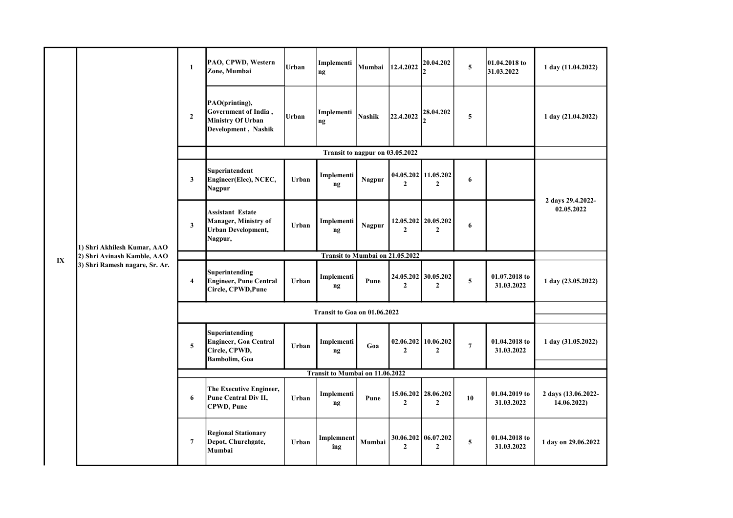| | | | | | | | | | | | |
|---|---|---|---|---|---|---|---|---|---|---|---|
| IX | 1) Shri Akhilesh Kumar, AAO<br>2) Shri Avinash Kamble, AAO<br>3) Shri Ramesh nagare, Sr. Ar. | 1 | PAO, CPWD, Western Zone, Mumbai | Urban | Implementing | Mumbai | 12.4.2022 | 20.04.2022 | 5 | 01.04.2018 to 31.03.2022 | 1 day (11.04.2022) |
| | | 2 | PAO(printing), Government of India , Ministry Of Urban Development , Nashik | Urban | Implementing | Nashik | 22.4.2022 | 28.04.2022 | 5 | | 1 day (21.04.2022) |
| | | | Transit to nagpur on 03.05.2022 | | | | | | | | |
| | | 3 | Superintendent Engineer(Elec), NCEC, Nagpur | Urban | Implementing | Nagpur | 04.05.2022 | 11.05.2022 | 6 | | 2 days 29.4.2022-02.05.2022 |
| | | 3 | Assistant Estate Manager, Ministry of Urban Development, Nagpur, | Urban | Implementing | Nagpur | 12.05.2022 | 20.05.2022 | 6 | | |
| | | | Transit to Mumbai on 21.05.2022 | | | | | | | | |
| | | 4 | Superintending Engineer, Pune Central Circle, CPWD,Pune | Urban | Implementing | Pune | 24.05.2022 | 30.05.2022 | 5 | 01.07.2018 to 31.03.2022 | 1 day (23.05.2022) |
| | | | Transit to Goa on 01.06.2022 | | | | | | | | |
| | | 5 | Superintending Engineer, Goa Central Circle, CPWD, Bambolim, Goa | Urban | Implementing | Goa | 02.06.2022 | 10.06.2022 | 7 | 01.04.2018 to 31.03.2022 | 1 day (31.05.2022) |
| | | | Transit to Mumbai on 11.06.2022 | | | | | | | | |
| | | 6 | The Executive Engineer, Pune Central Div II, CPWD, Pune | Urban | Implementing | Pune | 15.06.2022 | 28.06.2022 | 10 | 01.04.2019 to 31.03.2022 | 2 days (13.06.2022-14.06.2022) |
| | | 7 | Regional Stationary Depot, Churchgate, Mumbai | Urban | Implemnenting | Mumbai | 30.06.2022 | 06.07.2022 | 5 | 01.04.2018 to 31.03.2022 | 1 day on 29.06.2022 |